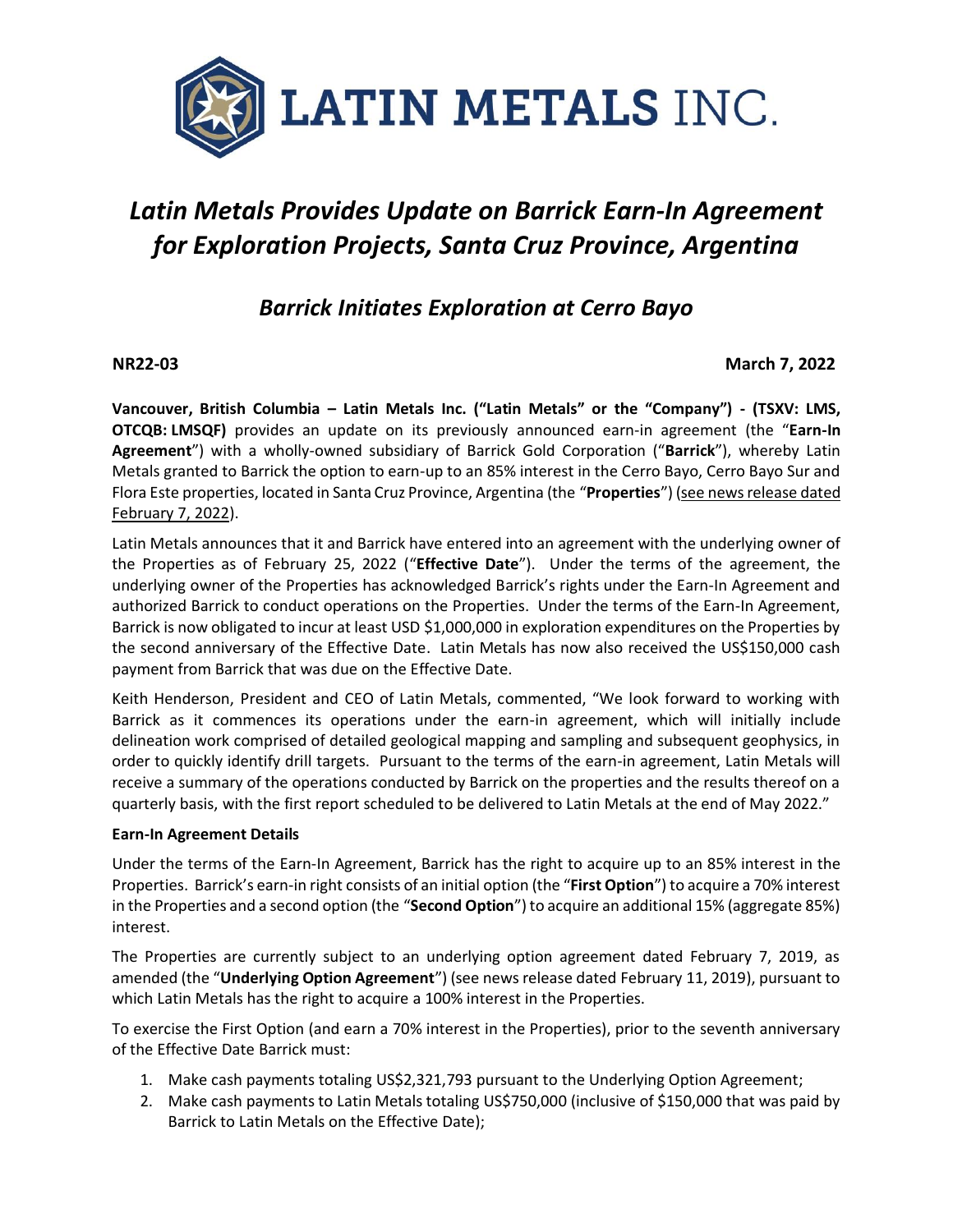# LATIN METALS INC.

## *Latin Metals Provides Update on Barrick Earn-In Agreement for Exploration Projects, Santa Cruz Province, Argentina*

### *Barrick Initiates Exploration at Cerro Bayo*

**NR22-03** **March 7, 2022**

**Vancouver, British Columbia – Latin Metals Inc. ("Latin Metals" or the "Company") - (TSXV: LMS, OTCQB: LMSQF)** provides an update on its previously announced earn-in agreement (the "**Earn-In Agreement**") with a wholly-owned subsidiary of Barrick Gold Corporation ("**Barrick**"), whereby Latin Metals granted to Barrick the option to earn-up to an 85% interest in the Cerro Bayo, Cerro Bayo Sur and Flora Este properties, located in Santa Cruz Province, Argentina (the "**Properties**") (see news release dated February 7, 2022).

Latin Metals announces that it and Barrick have entered into an agreement with the underlying owner of the Properties as of February 25, 2022 ("**Effective Date**"). Under the terms of the agreement, the underlying owner of the Properties has acknowledged Barrick's rights under the Earn-In Agreement and authorized Barrick to conduct operations on the Properties. Under the terms of the Earn-In Agreement, Barrick is now obligated to incur at least USD $1,000,000 in exploration expenditures on the Properties by the second anniversary of the Effective Date. Latin Metals has now also received the US$150,000 cash payment from Barrick that was due on the Effective Date.

Keith Henderson, President and CEO of Latin Metals, commented, "We look forward to working with Barrick as it commences its operations under the earn-in agreement, which will initially include delineation work comprised of detailed geological mapping and sampling and subsequent geophysics, in order to quickly identify drill targets. Pursuant to the terms of the earn-in agreement, Latin Metals will receive a summary of the operations conducted by Barrick on the properties and the results thereof on a quarterly basis, with the first report scheduled to be delivered to Latin Metals at the end of May 2022."

**Earn-In Agreement Details**

Under the terms of the Earn-In Agreement, Barrick has the right to acquire up to an 85% interest in the Properties. Barrick's earn-in right consists of an initial option (the "**First Option**") to acquire a 70% interest in the Properties and a second option (the "**Second Option**") to acquire an additional 15% (aggregate 85%) interest.

The Properties are currently subject to an underlying option agreement dated February 7, 2019, as amended (the "**Underlying Option Agreement**") (see news release dated February 11, 2019), pursuant to which Latin Metals has the right to acquire a 100% interest in the Properties.

To exercise the First Option (and earn a 70% interest in the Properties), prior to the seventh anniversary of the Effective Date Barrick must:

1. Make cash payments totaling US$2,321,793 pursuant to the Underlying Option Agreement;
2. Make cash payments to Latin Metals totaling US$750,000 (inclusive of $150,000 that was paid by Barrick to Latin Metals on the Effective Date);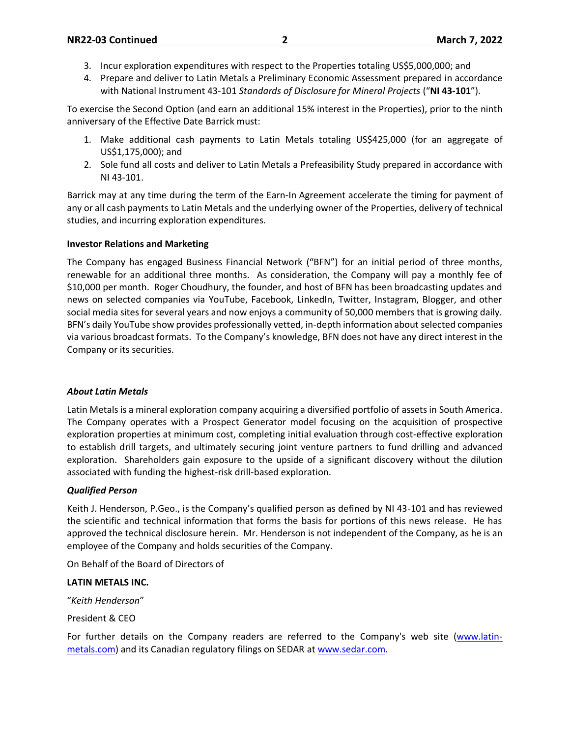3. Incur exploration expenditures with respect to the Properties totaling US$5,000,000; and
4. Prepare and deliver to Latin Metals a Preliminary Economic Assessment prepared in accordance with National Instrument 43-101 *Standards of Disclosure for Mineral Projects* ("**NI 43-101**").

To exercise the Second Option (and earn an additional 15% interest in the Properties), prior to the ninth anniversary of the Effective Date Barrick must:

1. Make additional cash payments to Latin Metals totaling US$425,000 (for an aggregate of US$1,175,000); and
2. Sole fund all costs and deliver to Latin Metals a Prefeasibility Study prepared in accordance with NI 43-101.

Barrick may at any time during the term of the Earn-In Agreement accelerate the timing for payment of any or all cash payments to Latin Metals and the underlying owner of the Properties, delivery of technical studies, and incurring exploration expenditures.

**Investor Relations and Marketing**

The Company has engaged Business Financial Network ("BFN") for an initial period of three months, renewable for an additional three months. As consideration, the Company will pay a monthly fee of $10,000 per month. Roger Choudhury, the founder, and host of BFN has been broadcasting updates and news on selected companies via YouTube, Facebook, LinkedIn, Twitter, Instagram, Blogger, and other social media sites for several years and now enjoys a community of 50,000 members that is growing daily. BFN's daily YouTube show provides professionally vetted, in-depth information about selected companies via various broadcast formats. To the Company's knowledge, BFN does not have any direct interest in the Company or its securities.

***About Latin Metals***

Latin Metals is a mineral exploration company acquiring a diversified portfolio of assets in South America. The Company operates with a Prospect Generator model focusing on the acquisition of prospective exploration properties at minimum cost, completing initial evaluation through cost-effective exploration to establish drill targets, and ultimately securing joint venture partners to fund drilling and advanced exploration. Shareholders gain exposure to the upside of a significant discovery without the dilution associated with funding the highest-risk drill-based exploration.

***Qualified Person***

Keith J. Henderson, P.Geo., is the Company's qualified person as defined by NI 43-101 and has reviewed the scientific and technical information that forms the basis for portions of this news release. He has approved the technical disclosure herein. Mr. Henderson is not independent of the Company, as he is an employee of the Company and holds securities of the Company.

On Behalf of the Board of Directors of

**LATIN METALS INC.**

"*Keith Henderson*"

President & CEO

For further details on the Company readers are referred to the Company's web site (www.latin-metals.com) and its Canadian regulatory filings on SEDAR at www.sedar.com.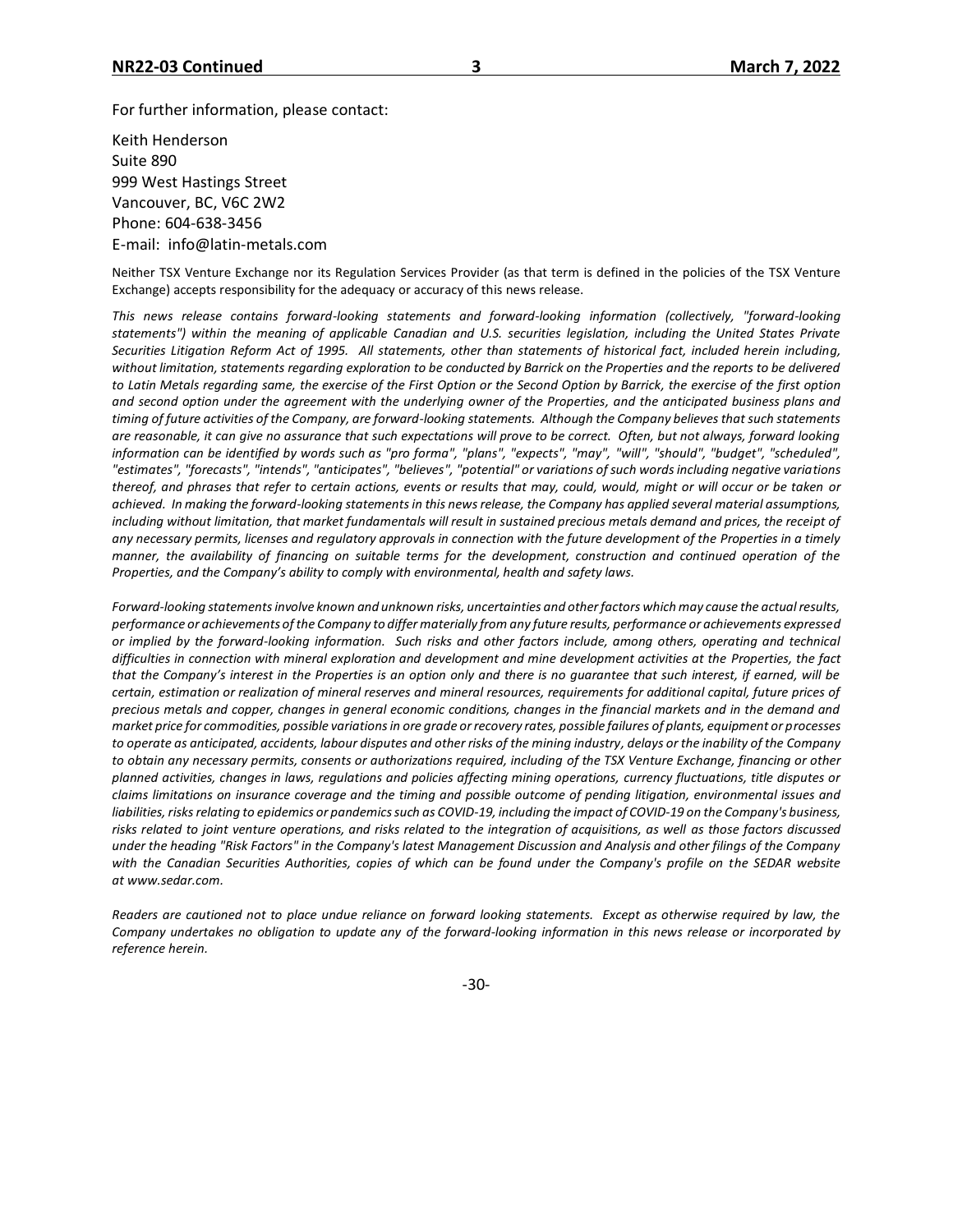For further information, please contact:

Keith Henderson  
Suite 890  
999 West Hastings Street  
Vancouver, BC, V6C 2W2  
Phone: 604-638-3456  
E-mail: info@latin-metals.com

Neither TSX Venture Exchange nor its Regulation Services Provider (as that term is defined in the policies of the TSX Venture Exchange) accepts responsibility for the adequacy or accuracy of this news release.

*This news release contains forward-looking statements and forward-looking information (collectively, "forward-looking statements") within the meaning of applicable Canadian and U.S. securities legislation, including the United States Private Securities Litigation Reform Act of 1995. All statements, other than statements of historical fact, included herein including, without limitation, statements regarding exploration to be conducted by Barrick on the Properties and the reports to be delivered to Latin Metals regarding same, the exercise of the First Option or the Second Option by Barrick, the exercise of the first option and second option under the agreement with the underlying owner of the Properties, and the anticipated business plans and timing of future activities of the Company, are forward-looking statements. Although the Company believes that such statements are reasonable, it can give no assurance that such expectations will prove to be correct. Often, but not always, forward looking information can be identified by words such as "pro forma", "plans", "expects", "may", "will", "should", "budget", "scheduled", "estimates", "forecasts", "intends", "anticipates", "believes", "potential" or variations of such words including negative variations thereof, and phrases that refer to certain actions, events or results that may, could, would, might or will occur or be taken or achieved. In making the forward-looking statements in this news release, the Company has applied several material assumptions, including without limitation, that market fundamentals will result in sustained precious metals demand and prices, the receipt of any necessary permits, licenses and regulatory approvals in connection with the future development of the Properties in a timely manner, the availability of financing on suitable terms for the development, construction and continued operation of the Properties, and the Company's ability to comply with environmental, health and safety laws.*

*Forward-looking statements involve known and unknown risks, uncertainties and other factors which may cause the actual results, performance or achievements of the Company to differ materially from any future results, performance or achievements expressed or implied by the forward-looking information. Such risks and other factors include, among others, operating and technical difficulties in connection with mineral exploration and development and mine development activities at the Properties, the fact that the Company's interest in the Properties is an option only and there is no guarantee that such interest, if earned, will be certain, estimation or realization of mineral reserves and mineral resources, requirements for additional capital, future prices of precious metals and copper, changes in general economic conditions, changes in the financial markets and in the demand and market price for commodities, possible variations in ore grade or recovery rates, possible failures of plants, equipment or processes to operate as anticipated, accidents, labour disputes and other risks of the mining industry, delays or the inability of the Company to obtain any necessary permits, consents or authorizations required, including of the TSX Venture Exchange, financing or other planned activities, changes in laws, regulations and policies affecting mining operations, currency fluctuations, title disputes or claims limitations on insurance coverage and the timing and possible outcome of pending litigation, environmental issues and liabilities, risks relating to epidemics or pandemics such as COVID-19, including the impact of COVID-19 on the Company's business, risks related to joint venture operations, and risks related to the integration of acquisitions, as well as those factors discussed under the heading "Risk Factors" in the Company's latest Management Discussion and Analysis and other filings of the Company with the Canadian Securities Authorities, copies of which can be found under the Company's profile on the SEDAR website at www.sedar.com.*

*Readers are cautioned not to place undue reliance on forward looking statements. Except as otherwise required by law, the Company undertakes no obligation to update any of the forward-looking information in this news release or incorporated by reference herein.*

-30-